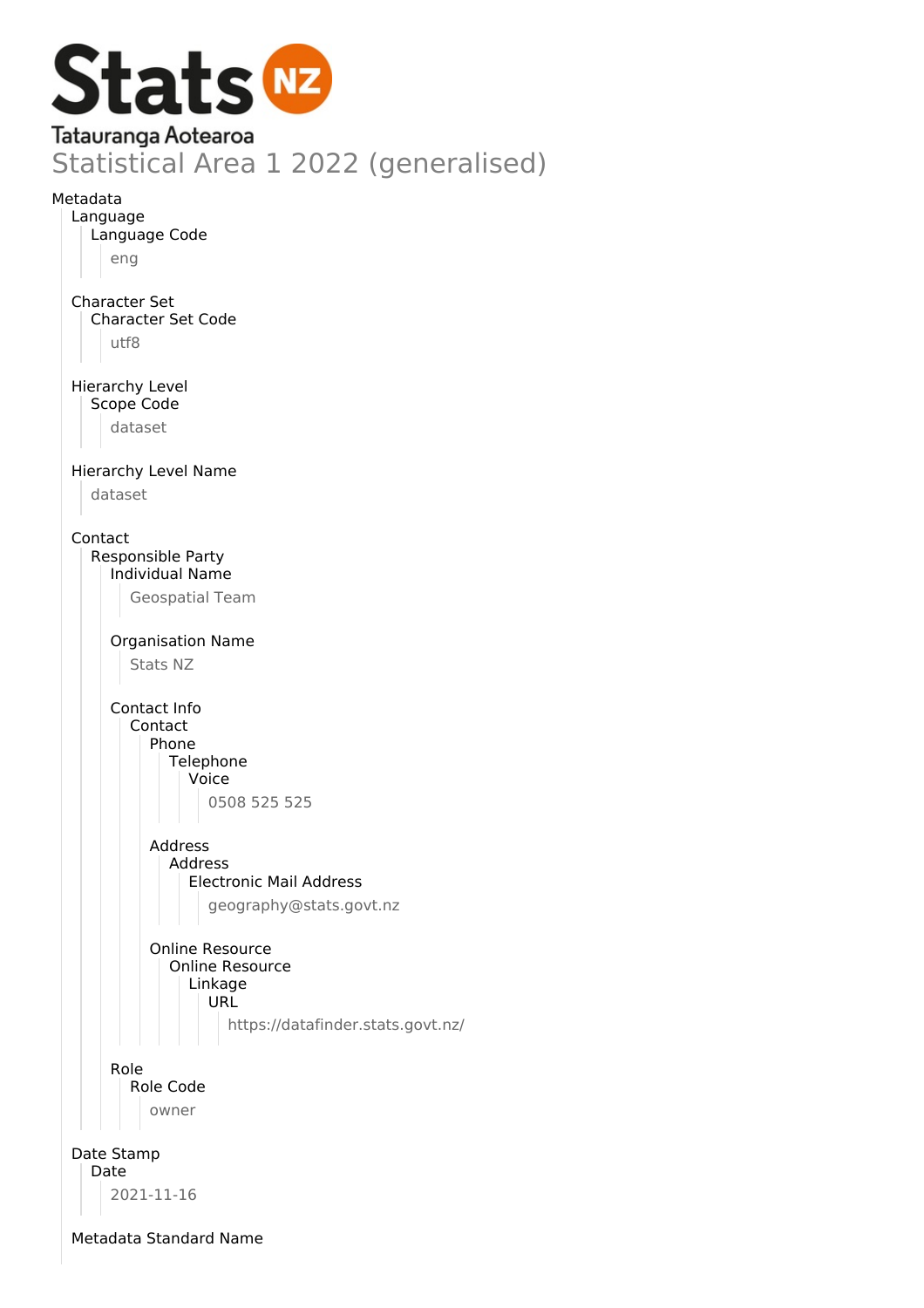Stats NZ

Tatauranga Aotearoa

# Statistical Area 1 2022 (generalised)

Metadata

- Language
  - Language Code
    - eng
- Character Set
  - Character Set Code
    - utf8
- Hierarchy Level
  - Scope Code
    - dataset
- Hierarchy Level Name
  - dataset
- Contact
  - Responsible Party
    - Individual Name
      - Geospatial Team
    - Organisation Name
      - Stats NZ
    - Contact Info
      - Contact
        - Phone
          - Telephone
            - Voice
              - 0508 525 525
        - Address
          - Address
            - Electronic Mail Address
              - geography@stats.govt.nz
        - Online Resource
          - Online Resource
            - Linkage
              - URL
                - https://datafinder.stats.govt.nz/
    - Role
      - Role Code
        - owner
- Date Stamp
  - Date
    - 2021-11-16
- Metadata Standard Name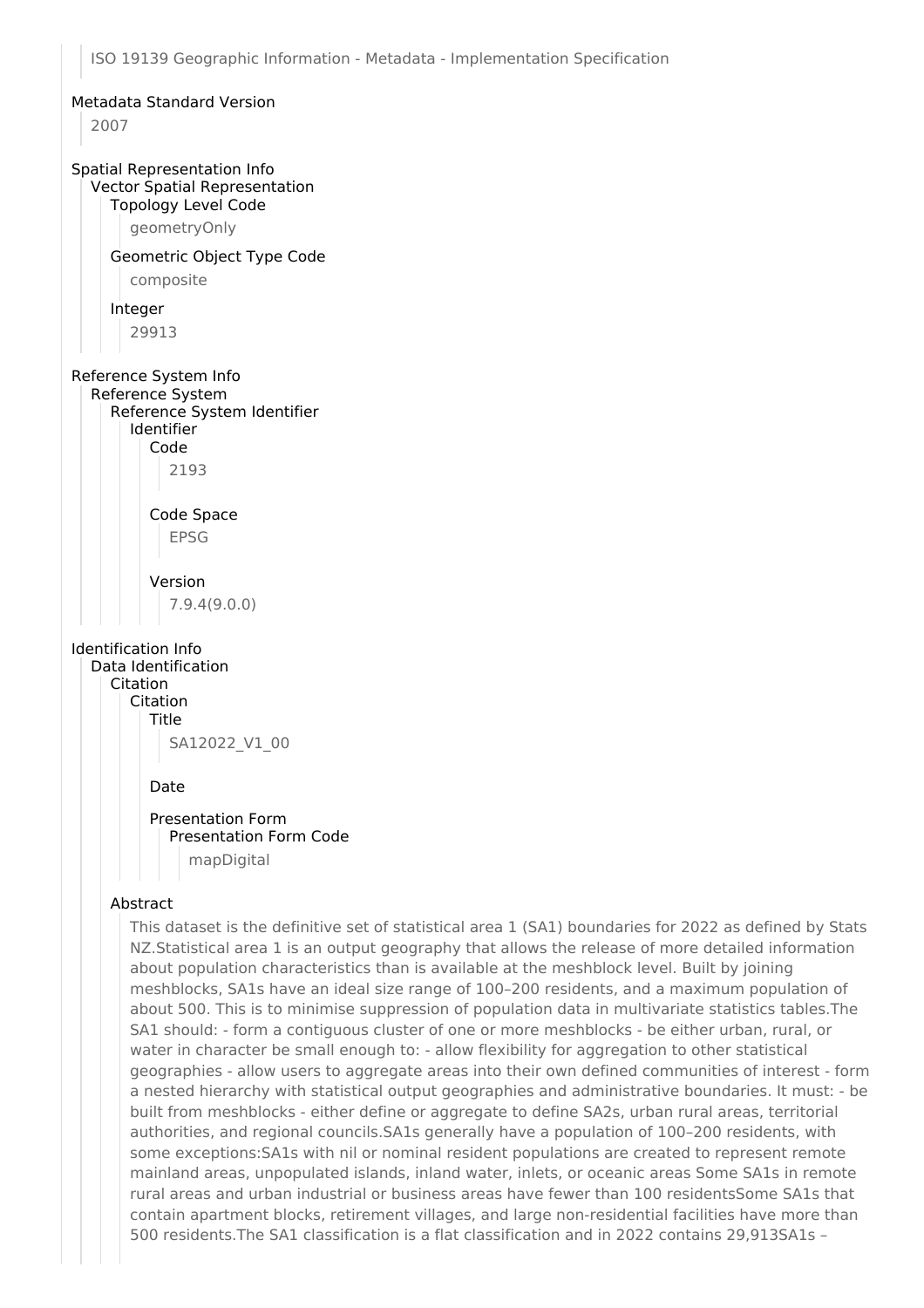ISO 19139 Geographic Information - Metadata - Implementation Specification

### Metadata Standard Version

2007

### Spatial Representation Info

#### Vector Spatial Representation

##### Topology Level Code

geometryOnly

##### Geometric Object Type Code

composite

##### Integer

29913

### Reference System Info

#### Reference System

##### Reference System Identifier

###### Identifier

Code

2193

Code Space

EPSG

Version

7.9.4(9.0.0)

### Identification Info

#### Data Identification

##### Citation

###### Citation

Title

SA12022_V1_00

Date

Presentation Form

Presentation Form Code

mapDigital

##### Abstract

This dataset is the definitive set of statistical area 1 (SA1) boundaries for 2022 as defined by Stats NZ.Statistical area 1 is an output geography that allows the release of more detailed information about population characteristics than is available at the meshblock level. Built by joining meshblocks, SA1s have an ideal size range of 100–200 residents, and a maximum population of about 500. This is to minimise suppression of population data in multivariate statistics tables.The SA1 should: - form a contiguous cluster of one or more meshblocks - be either urban, rural, or water in character be small enough to: - allow flexibility for aggregation to other statistical geographies - allow users to aggregate areas into their own defined communities of interest - form a nested hierarchy with statistical output geographies and administrative boundaries. It must: - be built from meshblocks - either define or aggregate to define SA2s, urban rural areas, territorial authorities, and regional councils.SA1s generally have a population of 100–200 residents, with some exceptions:SA1s with nil or nominal resident populations are created to represent remote mainland areas, unpopulated islands, inland water, inlets, or oceanic areas Some SA1s in remote rural areas and urban industrial or business areas have fewer than 100 residentsSome SA1s that contain apartment blocks, retirement villages, and large non-residential facilities have more than 500 residents.The SA1 classification is a flat classification and in 2022 contains 29,913SA1s –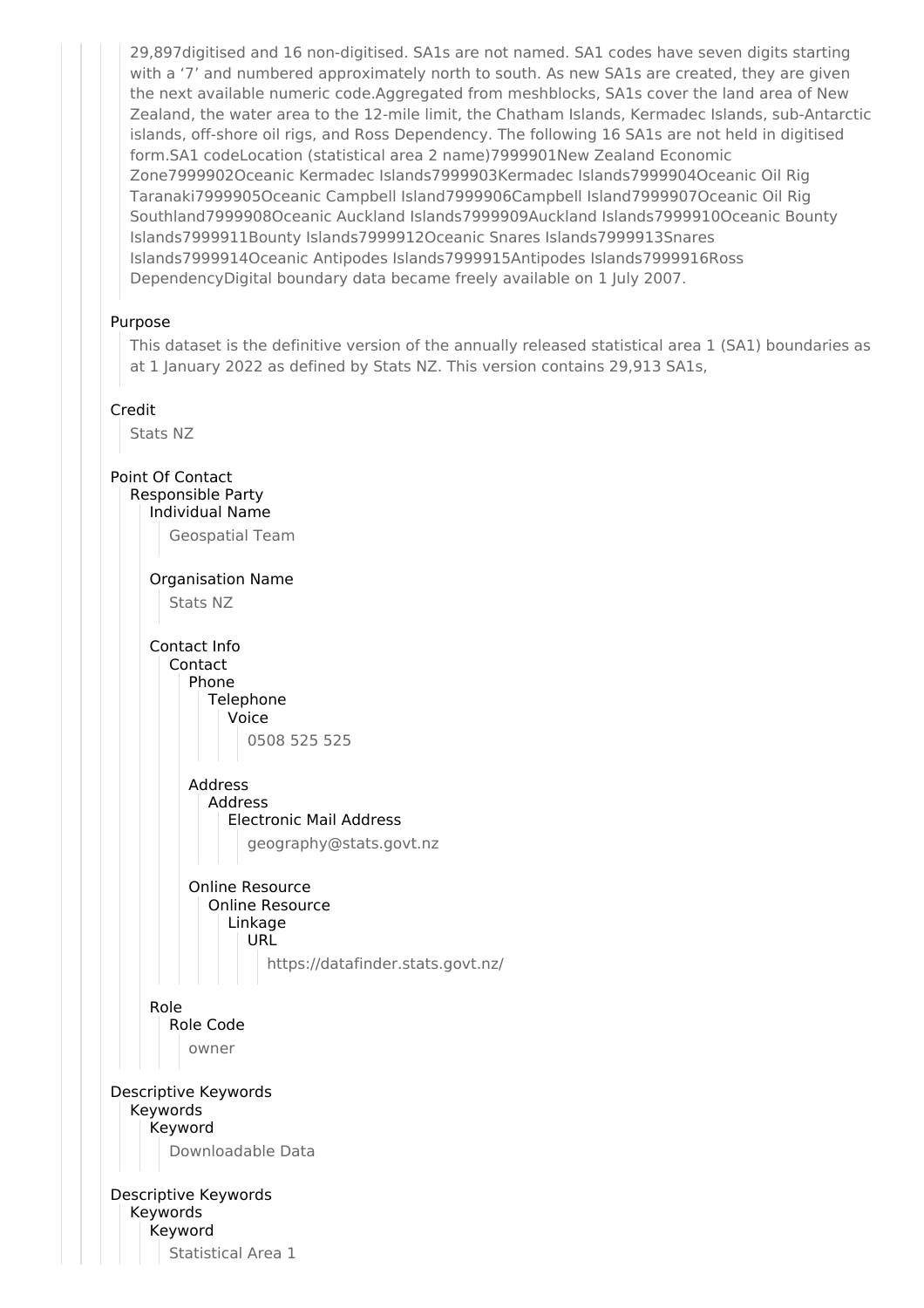29,897digitised and 16 non-digitised. SA1s are not named. SA1 codes have seven digits starting with a '7' and numbered approximately north to south. As new SA1s are created, they are given the next available numeric code.Aggregated from meshblocks, SA1s cover the land area of New Zealand, the water area to the 12-mile limit, the Chatham Islands, Kermadec Islands, sub-Antarctic islands, off-shore oil rigs, and Ross Dependency. The following 16 SA1s are not held in digitised form.SA1 codeLocation (statistical area 2 name)7999901New Zealand Economic Zone7999902Oceanic Kermadec Islands7999903Kermadec Islands7999904Oceanic Oil Rig Taranaki7999905Oceanic Campbell Island7999906Campbell Island7999907Oceanic Oil Rig Southland7999908Oceanic Auckland Islands7999909Auckland Islands7999910Oceanic Bounty Islands7999911Bounty Islands7999912Oceanic Snares Islands7999913Snares Islands7999914Oceanic Antipodes Islands7999915Antipodes Islands7999916Ross DependencyDigital boundary data became freely available on 1 July 2007.

Purpose

This dataset is the definitive version of the annually released statistical area 1 (SA1) boundaries as at 1 January 2022 as defined by Stats NZ. This version contains 29,913 SA1s,

Credit

Stats NZ

Point Of Contact

Responsible Party

Individual Name

Geospatial Team

Organisation Name

Stats NZ

Contact Info

Contact

Phone

Telephone

Voice

0508 525 525

Address

Address

Electronic Mail Address

geography@stats.govt.nz

Online Resource

Online Resource

Linkage

URL

https://datafinder.stats.govt.nz/

Role

Role Code

owner

Descriptive Keywords

Keywords

Keyword

Downloadable Data

Descriptive Keywords

Keywords

Keyword

Statistical Area 1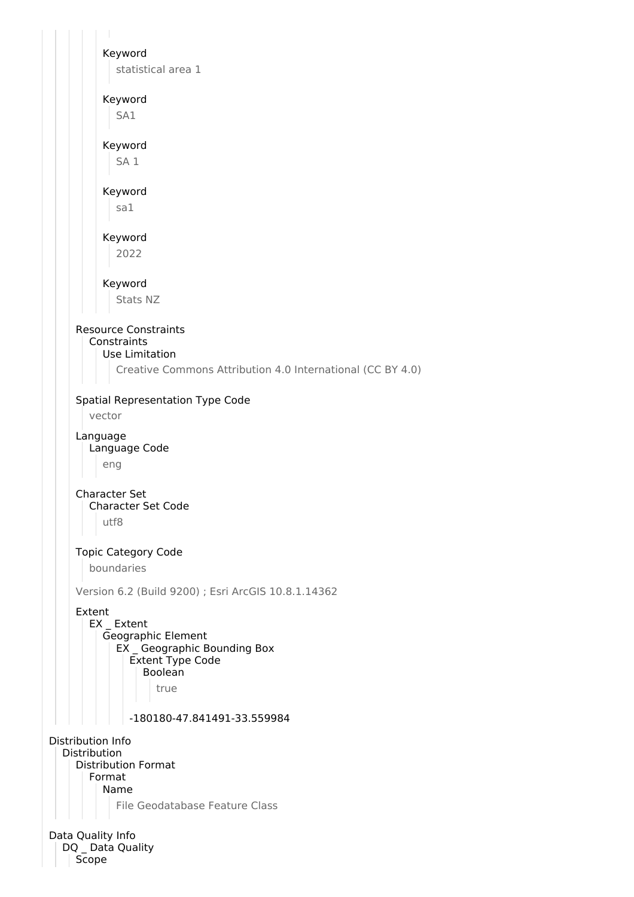Keyword

statistical area 1

Keyword

SA1

Keyword

SA 1

Keyword

sa1

Keyword

2022

Keyword

Stats NZ

Resource Constraints

Constraints

Use Limitation

Creative Commons Attribution 4.0 International (CC BY 4.0)

Spatial Representation Type Code

vector

Language

Language Code

eng

Character Set

Character Set Code

utf8

Topic Category Code

boundaries

Version 6.2 (Build 9200) ; Esri ArcGIS 10.8.1.14362

Extent

EX _ Extent

Geographic Element

EX _ Geographic Bounding Box

Extent Type Code

Boolean

true

-180180-47.841491-33.559984

Distribution Info

Distribution

Distribution Format

Format

Name

File Geodatabase Feature Class

Data Quality Info

DQ _ Data Quality

Scope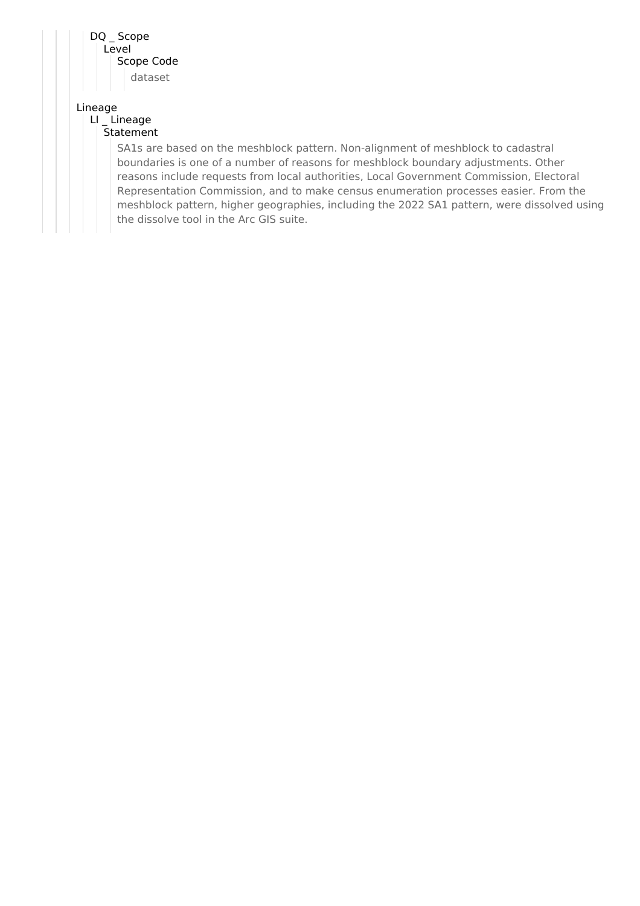DQ _ Scope

Level

Scope Code

dataset

Lineage

LI _ Lineage

Statement

SA1s are based on the meshblock pattern. Non-alignment of meshblock to cadastral boundaries is one of a number of reasons for meshblock boundary adjustments. Other reasons include requests from local authorities, Local Government Commission, Electoral Representation Commission, and to make census enumeration processes easier. From the meshblock pattern, higher geographies, including the 2022 SA1 pattern, were dissolved using the dissolve tool in the Arc GIS suite.